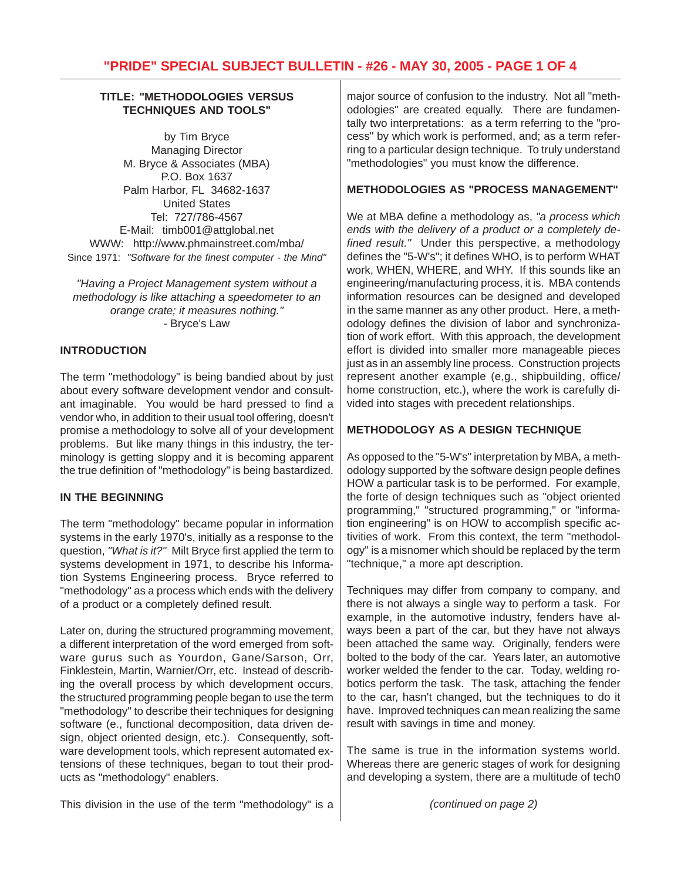**TITLE: "METHODOLOGIES VERSUS TECHNIQUES AND TOOLS"**

by Tim Bryce
Managing Director
M. Bryce & Associates (MBA)
P.O. Box 1637
Palm Harbor, FL 34682-1637
United States
Tel: 727/786-4567
E-Mail: timb001@attglobal.net
WWW: http://www.phmainstreet.com/mba/
Since 1971: *"Software for the finest computer - the Mind"*

*"Having a Project Management system without a methodology is like attaching a speedometer to an orange crate; it measures nothing."*
- Bryce's Law

## INTRODUCTION

The term "methodology" is being bandied about by just about every software development vendor and consultant imaginable. You would be hard pressed to find a vendor who, in addition to their usual tool offering, doesn't promise a methodology to solve all of your development problems. But like many things in this industry, the terminology is getting sloppy and it is becoming apparent the true definition of "methodology" is being bastardized.

## IN THE BEGINNING

The term "methodology" became popular in information systems in the early 1970's, initially as a response to the question, *"What is it?"* Milt Bryce first applied the term to systems development in 1971, to describe his Information Systems Engineering process. Bryce referred to "methodology" as a process which ends with the delivery of a product or a completely defined result.

Later on, during the structured programming movement, a different interpretation of the word emerged from software gurus such as Yourdon, Gane/Sarson, Orr, Finklestein, Martin, Warnier/Orr, etc. Instead of describing the overall process by which development occurs, the structured programming people began to use the term "methodology" to describe their techniques for designing software (e., functional decomposition, data driven design, object oriented design, etc.). Consequently, software development tools, which represent automated extensions of these techniques, began to tout their products as "methodology" enablers.

This division in the use of the term "methodology" is a major source of confusion to the industry. Not all "methodologies" are created equally. There are fundamentally two interpretations: as a term referring to the "process" by which work is performed, and; as a term referring to a particular design technique. To truly understand "methodologies" you must know the difference.

## METHODOLOGIES AS "PROCESS MANAGEMENT"

We at MBA define a methodology as, *"a process which ends with the delivery of a product or a completely defined result."* Under this perspective, a methodology defines the "5-W's"; it defines WHO, is to perform WHAT work, WHEN, WHERE, and WHY. If this sounds like an engineering/manufacturing process, it is. MBA contends information resources can be designed and developed in the same manner as any other product. Here, a methodology defines the division of labor and synchronization of work effort. With this approach, the development effort is divided into smaller more manageable pieces just as in an assembly line process. Construction projects represent another example (e,g., shipbuilding, office/home construction, etc.), where the work is carefully divided into stages with precedent relationships.

## METHODOLOGY AS A DESIGN TECHNIQUE

As opposed to the "5-W's" interpretation by MBA, a methodology supported by the software design people defines HOW a particular task is to be performed. For example, the forte of design techniques such as "object oriented programming," "structured programming," or "information engineering" is on HOW to accomplish specific activities of work. From this context, the term "methodology" is a misnomer which should be replaced by the term "technique," a more apt description.

Techniques may differ from company to company, and there is not always a single way to perform a task. For example, in the automotive industry, fenders have always been a part of the car, but they have not always been attached the same way. Originally, fenders were bolted to the body of the car. Years later, an automotive worker welded the fender to the car. Today, welding robotics perform the task. The task, attaching the fender to the car, hasn't changed, but the techniques to do it have. Improved techniques can mean realizing the same result with savings in time and money.

The same is true in the information systems world. Whereas there are generic stages of work for designing and developing a system, there are a multitude of tech0

*(continued on page 2)*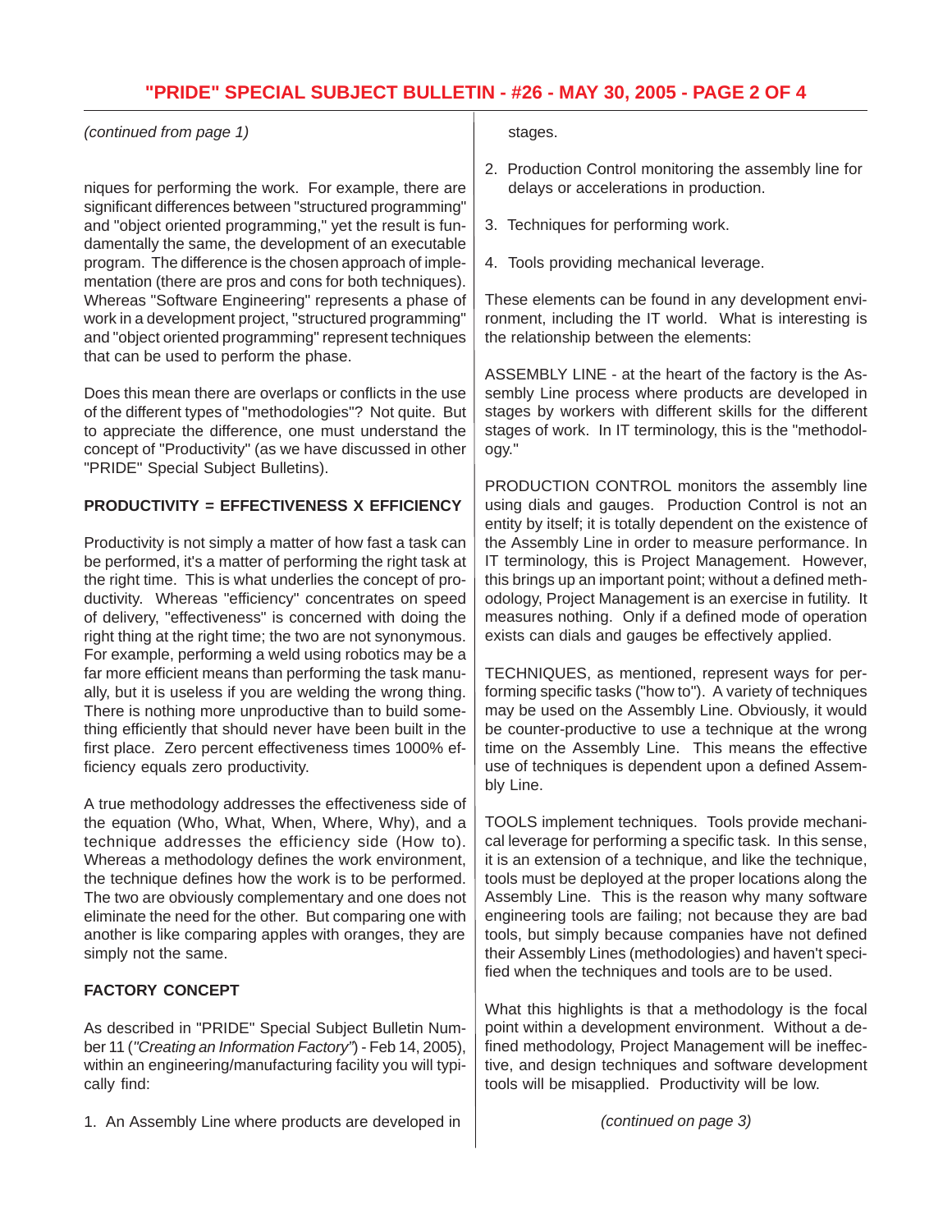*(continued from page 1)*

niques for performing the work. For example, there are significant differences between "structured programming" and "object oriented programming," yet the result is fundamentally the same, the development of an executable program. The difference is the chosen approach of implementation (there are pros and cons for both techniques). Whereas "Software Engineering" represents a phase of work in a development project, "structured programming" and "object oriented programming" represent techniques that can be used to perform the phase.

Does this mean there are overlaps or conflicts in the use of the different types of "methodologies"? Not quite. But to appreciate the difference, one must understand the concept of "Productivity" (as we have discussed in other "PRIDE" Special Subject Bulletins).

**PRODUCTIVITY = EFFECTIVENESS X EFFICIENCY**

Productivity is not simply a matter of how fast a task can be performed, it's a matter of performing the right task at the right time. This is what underlies the concept of productivity. Whereas "efficiency" concentrates on speed of delivery, "effectiveness" is concerned with doing the right thing at the right time; the two are not synonymous. For example, performing a weld using robotics may be a far more efficient means than performing the task manually, but it is useless if you are welding the wrong thing. There is nothing more unproductive than to build something efficiently that should never have been built in the first place. Zero percent effectiveness times 1000% efficiency equals zero productivity.

A true methodology addresses the effectiveness side of the equation (Who, What, When, Where, Why), and a technique addresses the efficiency side (How to). Whereas a methodology defines the work environment, the technique defines how the work is to be performed. The two are obviously complementary and one does not eliminate the need for the other. But comparing one with another is like comparing apples with oranges, they are simply not the same.

**FACTORY CONCEPT**

As described in "PRIDE" Special Subject Bulletin Number 11 (*"Creating an Information Factory"*) - Feb 14, 2005), within an engineering/manufacturing facility you will typically find:

1. An Assembly Line where products are developed in stages.
2. Production Control monitoring the assembly line for delays or accelerations in production.
3. Techniques for performing work.
4. Tools providing mechanical leverage.

These elements can be found in any development environment, including the IT world. What is interesting is the relationship between the elements:

ASSEMBLY LINE - at the heart of the factory is the Assembly Line process where products are developed in stages by workers with different skills for the different stages of work. In IT terminology, this is the "methodology."

PRODUCTION CONTROL monitors the assembly line using dials and gauges. Production Control is not an entity by itself; it is totally dependent on the existence of the Assembly Line in order to measure performance. In IT terminology, this is Project Management. However, this brings up an important point; without a defined methodology, Project Management is an exercise in futility. It measures nothing. Only if a defined mode of operation exists can dials and gauges be effectively applied.

TECHNIQUES, as mentioned, represent ways for performing specific tasks ("how to"). A variety of techniques may be used on the Assembly Line. Obviously, it would be counter-productive to use a technique at the wrong time on the Assembly Line. This means the effective use of techniques is dependent upon a defined Assembly Line.

TOOLS implement techniques. Tools provide mechanical leverage for performing a specific task. In this sense, it is an extension of a technique, and like the technique, tools must be deployed at the proper locations along the Assembly Line. This is the reason why many software engineering tools are failing; not because they are bad tools, but simply because companies have not defined their Assembly Lines (methodologies) and haven't specified when the techniques and tools are to be used.

What this highlights is that a methodology is the focal point within a development environment. Without a defined methodology, Project Management will be ineffective, and design techniques and software development tools will be misapplied. Productivity will be low.

*(continued on page 3)*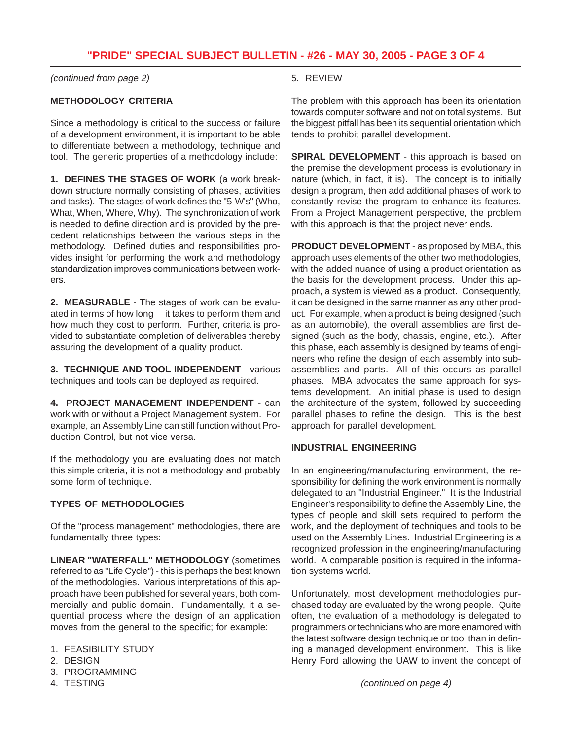*(continued from page 2)*

## METHODOLOGY CRITERIA

Since a methodology is critical to the success or failure of a development environment, it is important to be able to differentiate between a methodology, technique and tool. The generic properties of a methodology include:

**1. DEFINES THE STAGES OF WORK** (a work breakdown structure normally consisting of phases, activities and tasks). The stages of work defines the "5-W's" (Who, What, When, Where, Why). The synchronization of work is needed to define direction and is provided by the precedent relationships between the various steps in the methodology. Defined duties and responsibilities provides insight for performing the work and methodology standardization improves communications between workers.

**2. MEASURABLE** - The stages of work can be evaluated in terms of how long it takes to perform them and how much they cost to perform. Further, criteria is provided to substantiate completion of deliverables thereby assuring the development of a quality product.

**3. TECHNIQUE AND TOOL INDEPENDENT** - various techniques and tools can be deployed as required.

**4. PROJECT MANAGEMENT INDEPENDENT** - can work with or without a Project Management system. For example, an Assembly Line can still function without Production Control, but not vice versa.

If the methodology you are evaluating does not match this simple criteria, it is not a methodology and probably some form of technique.

## TYPES OF METHODOLOGIES

Of the "process management" methodologies, there are fundamentally three types:

**LINEAR "WATERFALL" METHODOLOGY** (sometimes referred to as "Life Cycle") - this is perhaps the best known of the methodologies. Various interpretations of this approach have been published for several years, both commercially and public domain. Fundamentally, it a sequential process where the design of an application moves from the general to the specific; for example:

1. FEASIBILITY STUDY
2. DESIGN
3. PROGRAMMING
4. TESTING
5. REVIEW

The problem with this approach has been its orientation towards computer software and not on total systems. But the biggest pitfall has been its sequential orientation which tends to prohibit parallel development.

**SPIRAL DEVELOPMENT** - this approach is based on the premise the development process is evolutionary in nature (which, in fact, it is). The concept is to initially design a program, then add additional phases of work to constantly revise the program to enhance its features. From a Project Management perspective, the problem with this approach is that the project never ends.

**PRODUCT DEVELOPMENT** - as proposed by MBA, this approach uses elements of the other two methodologies, with the added nuance of using a product orientation as the basis for the development process. Under this approach, a system is viewed as a product. Consequently, it can be designed in the same manner as any other product. For example, when a product is being designed (such as an automobile), the overall assemblies are first designed (such as the body, chassis, engine, etc.). After this phase, each assembly is designed by teams of engineers who refine the design of each assembly into subassemblies and parts. All of this occurs as parallel phases. MBA advocates the same approach for systems development. An initial phase is used to design the architecture of the system, followed by succeeding parallel phases to refine the design. This is the best approach for parallel development.

## INDUSTRIAL ENGINEERING

In an engineering/manufacturing environment, the responsibility for defining the work environment is normally delegated to an "Industrial Engineer." It is the Industrial Engineer's responsibility to define the Assembly Line, the types of people and skill sets required to perform the work, and the deployment of techniques and tools to be used on the Assembly Lines. Industrial Engineering is a recognized profession in the engineering/manufacturing world. A comparable position is required in the information systems world.

Unfortunately, most development methodologies purchased today are evaluated by the wrong people. Quite often, the evaluation of a methodology is delegated to programmers or technicians who are more enamored with the latest software design technique or tool than in defining a managed development environment. This is like Henry Ford allowing the UAW to invent the concept of

*(continued on page 4)*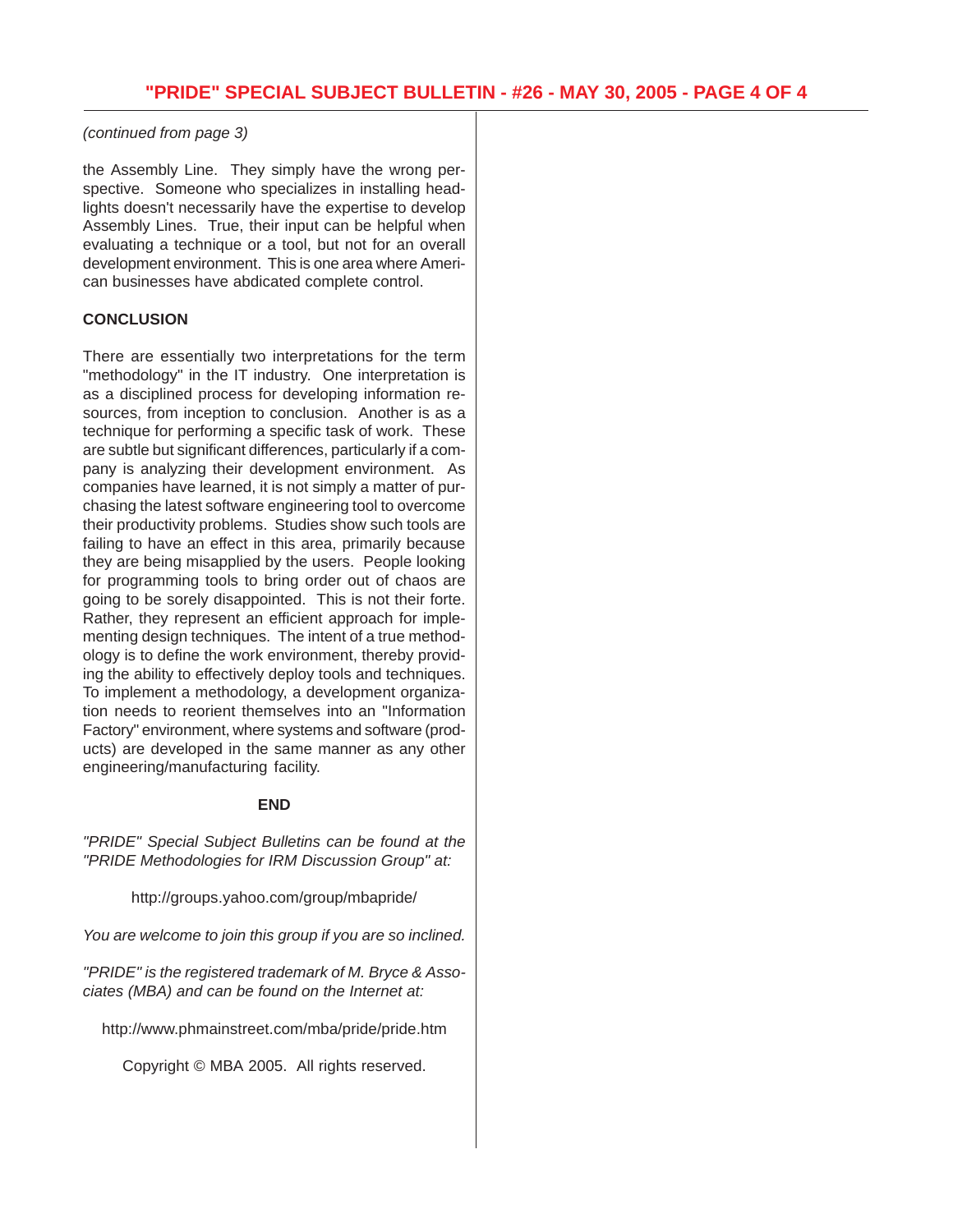*(continued from page 3)*

the Assembly Line. They simply have the wrong perspective. Someone who specializes in installing headlights doesn't necessarily have the expertise to develop Assembly Lines. True, their input can be helpful when evaluating a technique or a tool, but not for an overall development environment. This is one area where American businesses have abdicated complete control.

**CONCLUSION**

There are essentially two interpretations for the term "methodology" in the IT industry. One interpretation is as a disciplined process for developing information resources, from inception to conclusion. Another is as a technique for performing a specific task of work. These are subtle but significant differences, particularly if a company is analyzing their development environment. As companies have learned, it is not simply a matter of purchasing the latest software engineering tool to overcome their productivity problems. Studies show such tools are failing to have an effect in this area, primarily because they are being misapplied by the users. People looking for programming tools to bring order out of chaos are going to be sorely disappointed. This is not their forte. Rather, they represent an efficient approach for implementing design techniques. The intent of a true methodology is to define the work environment, thereby providing the ability to effectively deploy tools and techniques. To implement a methodology, a development organization needs to reorient themselves into an "Information Factory" environment, where systems and software (products) are developed in the same manner as any other engineering/manufacturing facility.

**END**

*"PRIDE" Special Subject Bulletins can be found at the "PRIDE Methodologies for IRM Discussion Group" at:*

http://groups.yahoo.com/group/mbapride/

*You are welcome to join this group if you are so inclined.*

*"PRIDE" is the registered trademark of M. Bryce & Associates (MBA) and can be found on the Internet at:*

http://www.phmainstreet.com/mba/pride/pride.htm

Copyright © MBA 2005. All rights reserved.